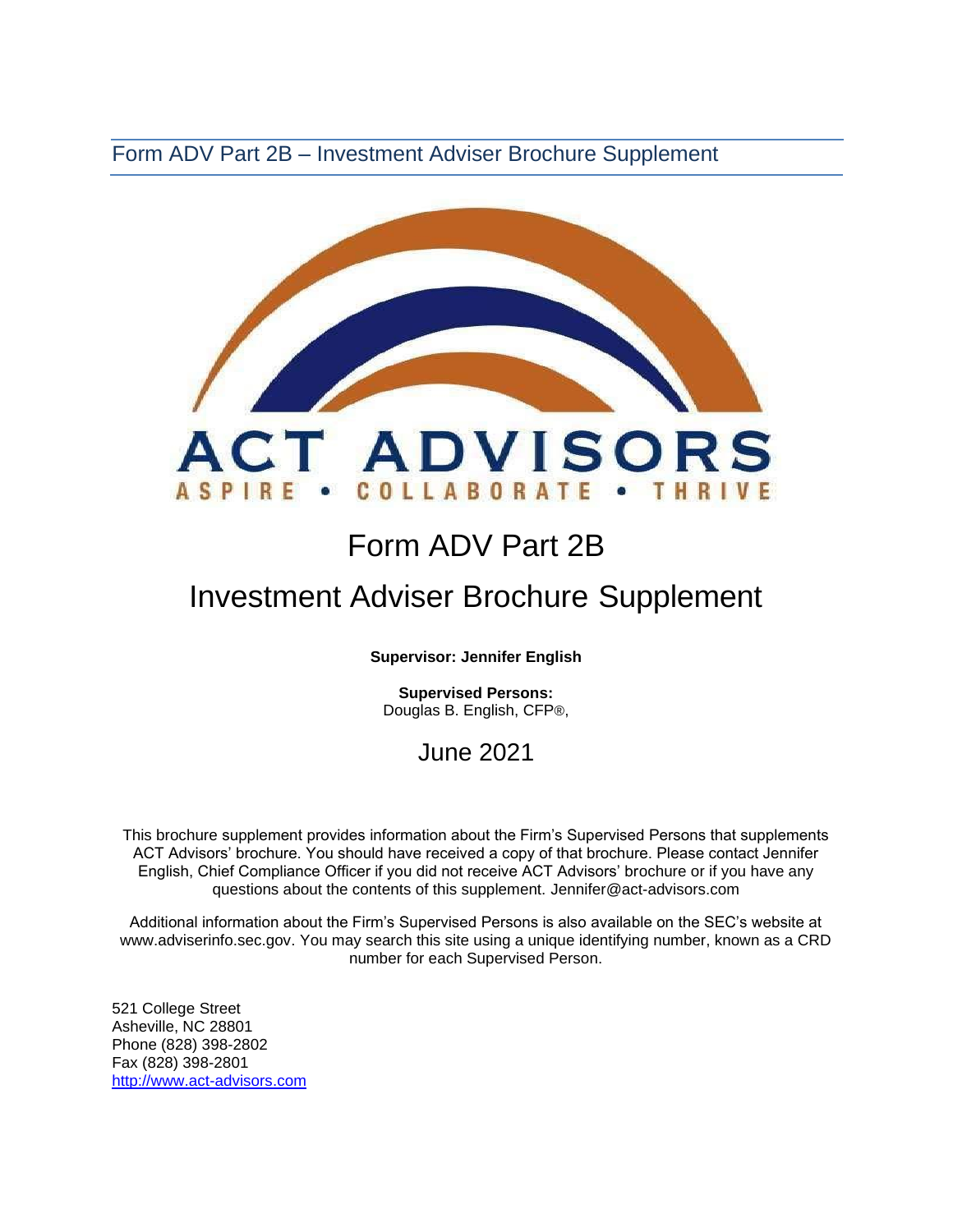Form ADV Part 2B – Investment Adviser Brochure Supplement

ACT ADVISORS

ASPIRE • COLLABORATE • THRIVE

# Form ADV Part 2B

# Investment Adviser Brochure Supplement

**Supervisor: Jennifer English**

**Supervised Persons:**
Douglas B. English, CFP®,

June 2021

This brochure supplement provides information about the Firm's Supervised Persons that supplements ACT Advisors' brochure. You should have received a copy of that brochure. Please contact Jennifer English, Chief Compliance Officer if you did not receive ACT Advisors' brochure or if you have any questions about the contents of this supplement. Jennifer@act-advisors.com

Additional information about the Firm's Supervised Persons is also available on the SEC's website at www.adviserinfo.sec.gov. You may search this site using a unique identifying number, known as a CRD number for each Supervised Person.

521 College Street
Asheville, NC 28801
Phone (828) 398-2802
Fax (828) 398-2801
http://www.act-advisors.com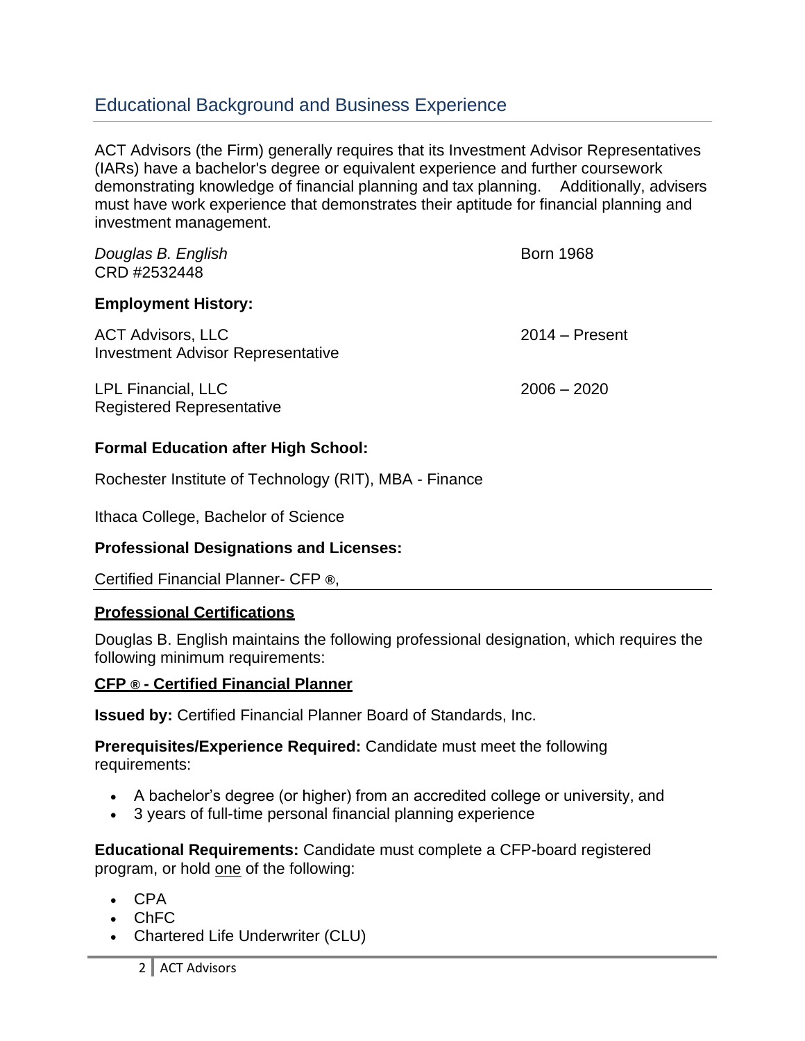## Educational Background and Business Experience

ACT Advisors (the Firm) generally requires that its Investment Advisor Representatives (IARs) have a bachelor's degree or equivalent experience and further coursework demonstrating knowledge of financial planning and tax planning. Additionally, advisers must have work experience that demonstrates their aptitude for financial planning and investment management.

*Douglas B. English* — Born 1968
CRD #2532448

**Employment History:**

ACT Advisors, LLC — 2014 – Present
Investment Advisor Representative

LPL Financial, LLC — 2006 – 2020
Registered Representative

**Formal Education after High School:**

Rochester Institute of Technology (RIT), MBA - Finance

Ithaca College, Bachelor of Science

**Professional Designations and Licenses:**

Certified Financial Planner- CFP ®,

**<u>Professional Certifications</u>**

Douglas B. English maintains the following professional designation, which requires the following minimum requirements:

**<u>CFP ® - Certified Financial Planner</u>**

**Issued by:** Certified Financial Planner Board of Standards, Inc.

**Prerequisites/Experience Required:** Candidate must meet the following requirements:

- A bachelor's degree (or higher) from an accredited college or university, and
- 3 years of full-time personal financial planning experience

**Educational Requirements:** Candidate must complete a CFP-board registered program, or hold <u>one</u> of the following:

- CPA
- ChFC
- Chartered Life Underwriter (CLU)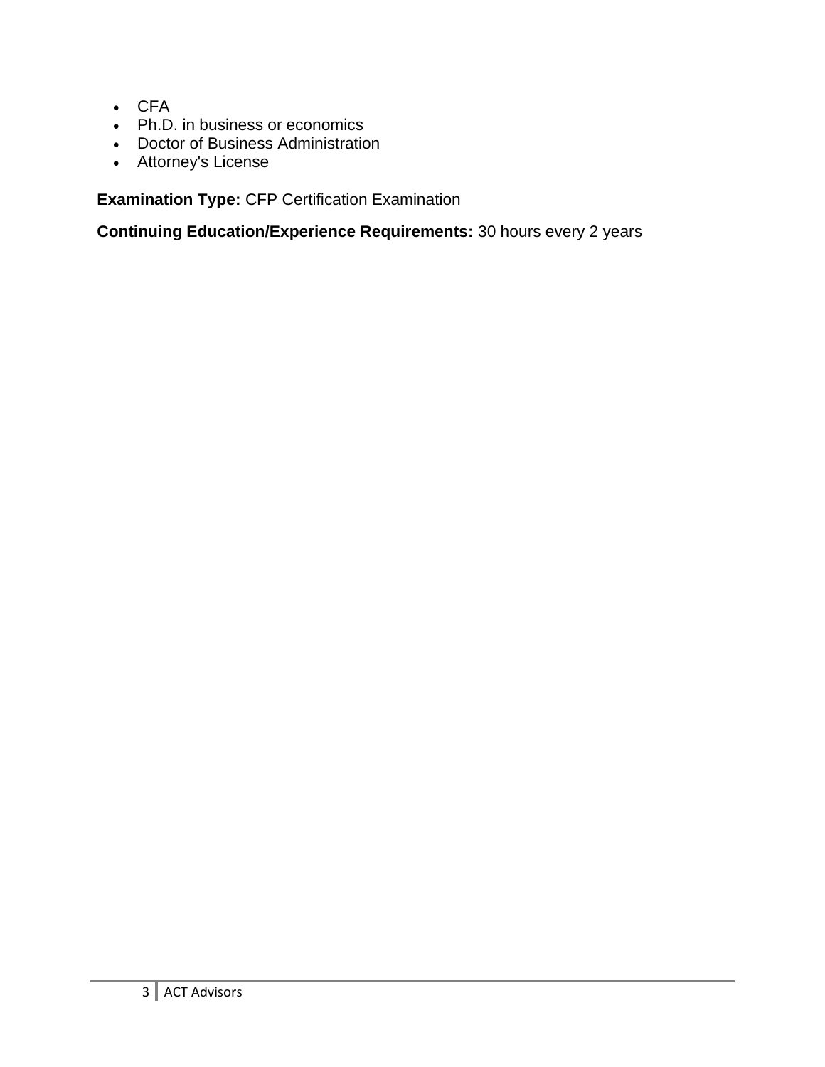- CFA
- Ph.D. in business or economics
- Doctor of Business Administration
- Attorney's License

**Examination Type:** CFP Certification Examination

**Continuing Education/Experience Requirements:** 30 hours every 2 years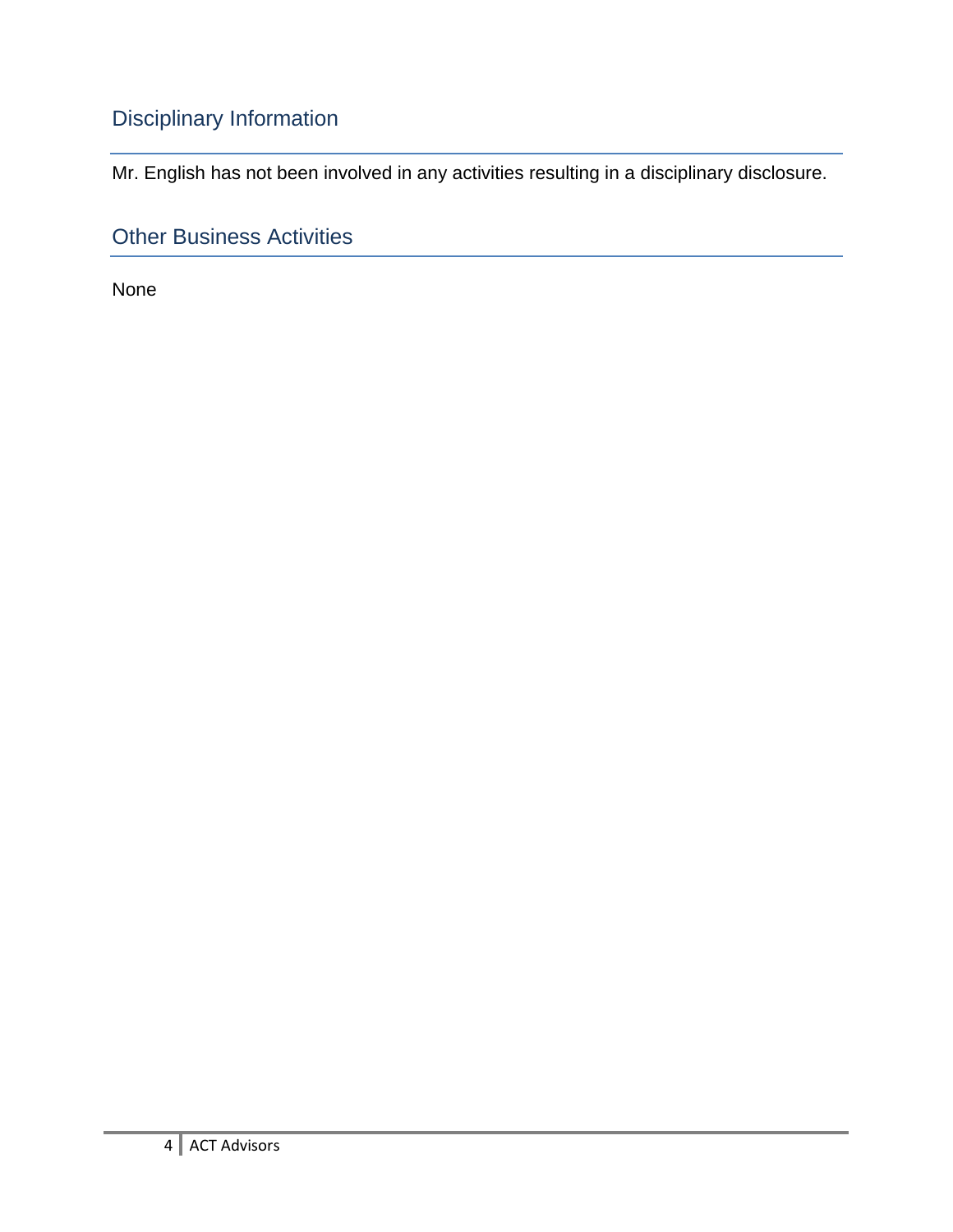## Disciplinary Information

Mr. English has not been involved in any activities resulting in a disciplinary disclosure.

## Other Business Activities

None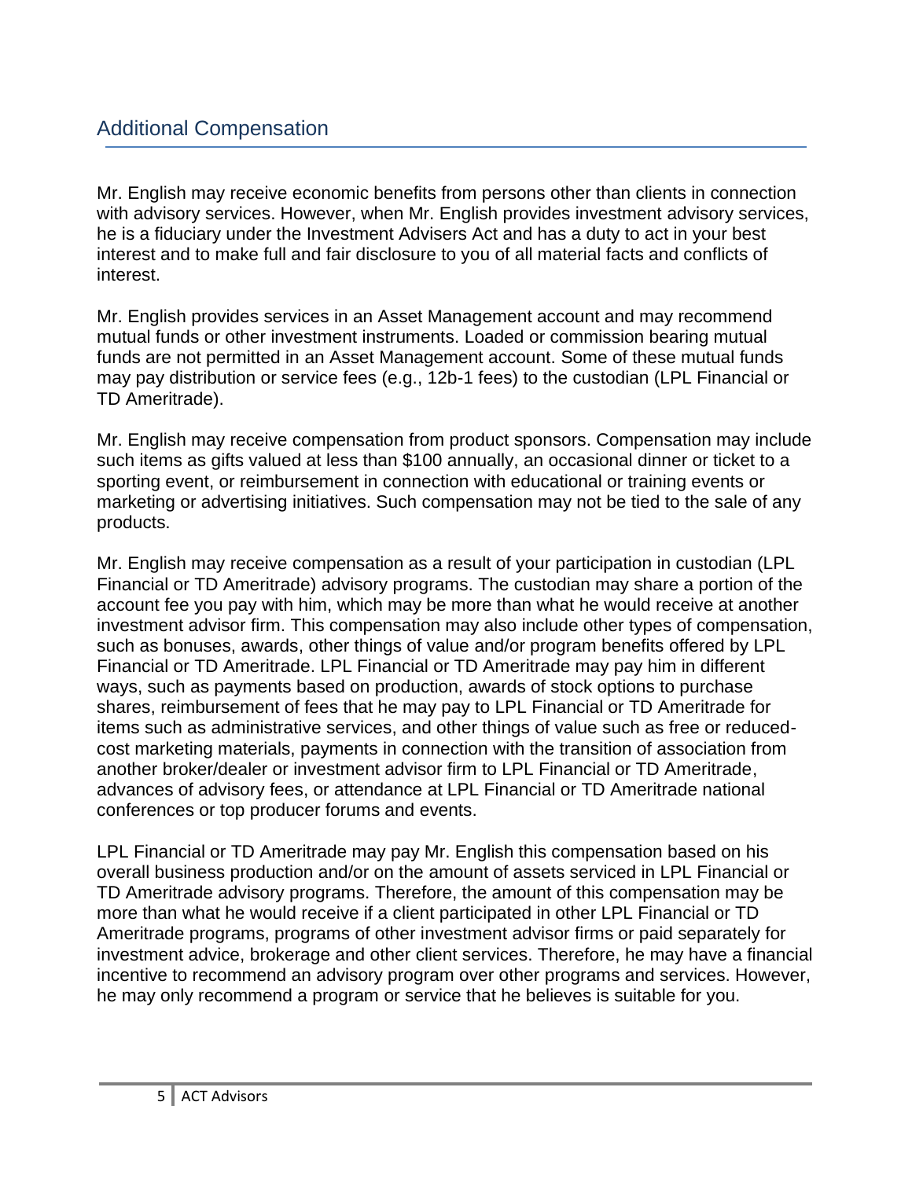## Additional Compensation

Mr. English may receive economic benefits from persons other than clients in connection with advisory services. However, when Mr. English provides investment advisory services, he is a fiduciary under the Investment Advisers Act and has a duty to act in your best interest and to make full and fair disclosure to you of all material facts and conflicts of interest.

Mr. English provides services in an Asset Management account and may recommend mutual funds or other investment instruments. Loaded or commission bearing mutual funds are not permitted in an Asset Management account. Some of these mutual funds may pay distribution or service fees (e.g., 12b-1 fees) to the custodian (LPL Financial or TD Ameritrade).

Mr. English may receive compensation from product sponsors. Compensation may include such items as gifts valued at less than $100 annually, an occasional dinner or ticket to a sporting event, or reimbursement in connection with educational or training events or marketing or advertising initiatives. Such compensation may not be tied to the sale of any products.

Mr. English may receive compensation as a result of your participation in custodian (LPL Financial or TD Ameritrade) advisory programs. The custodian may share a portion of the account fee you pay with him, which may be more than what he would receive at another investment advisor firm. This compensation may also include other types of compensation, such as bonuses, awards, other things of value and/or program benefits offered by LPL Financial or TD Ameritrade. LPL Financial or TD Ameritrade may pay him in different ways, such as payments based on production, awards of stock options to purchase shares, reimbursement of fees that he may pay to LPL Financial or TD Ameritrade for items such as administrative services, and other things of value such as free or reduced-cost marketing materials, payments in connection with the transition of association from another broker/dealer or investment advisor firm to LPL Financial or TD Ameritrade, advances of advisory fees, or attendance at LPL Financial or TD Ameritrade national conferences or top producer forums and events.

LPL Financial or TD Ameritrade may pay Mr. English this compensation based on his overall business production and/or on the amount of assets serviced in LPL Financial or TD Ameritrade advisory programs. Therefore, the amount of this compensation may be more than what he would receive if a client participated in other LPL Financial or TD Ameritrade programs, programs of other investment advisor firms or paid separately for investment advice, brokerage and other client services. Therefore, he may have a financial incentive to recommend an advisory program over other programs and services. However, he may only recommend a program or service that he believes is suitable for you.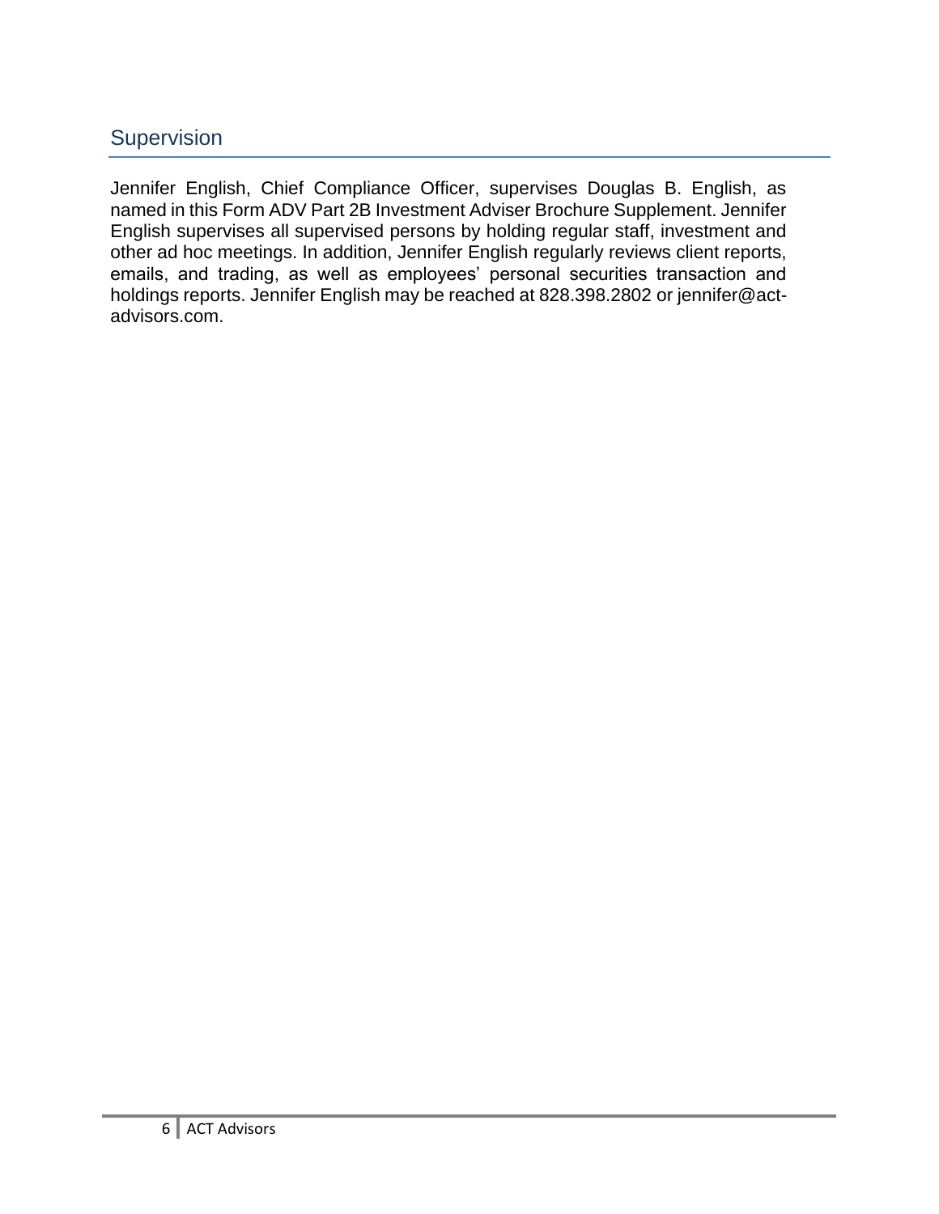## Supervision

Jennifer English, Chief Compliance Officer, supervises Douglas B. English, as named in this Form ADV Part 2B Investment Adviser Brochure Supplement. Jennifer English supervises all supervised persons by holding regular staff, investment and other ad hoc meetings. In addition, Jennifer English regularly reviews client reports, emails, and trading, as well as employees' personal securities transaction and holdings reports. Jennifer English may be reached at 828.398.2802 or jennifer@act-advisors.com.